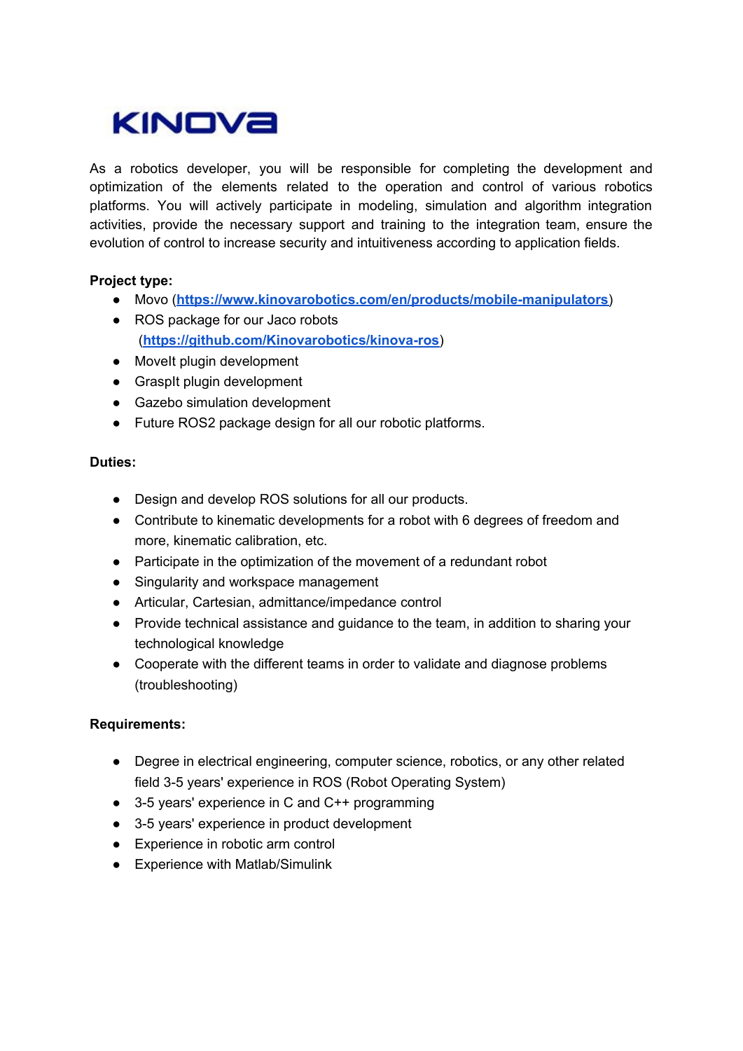KINOVA

As a robotics developer, you will be responsible for completing the development and optimization of the elements related to the operation and control of various robotics platforms. You will actively participate in modeling, simulation and algorithm integration activities, provide the necessary support and training to the integration team, ensure the evolution of control to increase security and intuitiveness according to application fields.

**Project type:**

- Movo (**https://www.kinovarobotics.com/en/products/mobile-manipulators**)
- ROS package for our Jaco robots (**https://github.com/Kinovarobotics/kinova-ros**)
- MoveIt plugin development
- GraspIt plugin development
- Gazebo simulation development
- Future ROS2 package design for all our robotic platforms.

**Duties:**

- Design and develop ROS solutions for all our products.
- Contribute to kinematic developments for a robot with 6 degrees of freedom and more, kinematic calibration, etc.
- Participate in the optimization of the movement of a redundant robot
- Singularity and workspace management
- Articular, Cartesian, admittance/impedance control
- Provide technical assistance and guidance to the team, in addition to sharing your technological knowledge
- Cooperate with the different teams in order to validate and diagnose problems (troubleshooting)

**Requirements:**

- Degree in electrical engineering, computer science, robotics, or any other related field 3-5 years' experience in ROS (Robot Operating System)
- 3-5 years' experience in C and C++ programming
- 3-5 years' experience in product development
- Experience in robotic arm control
- Experience with Matlab/Simulink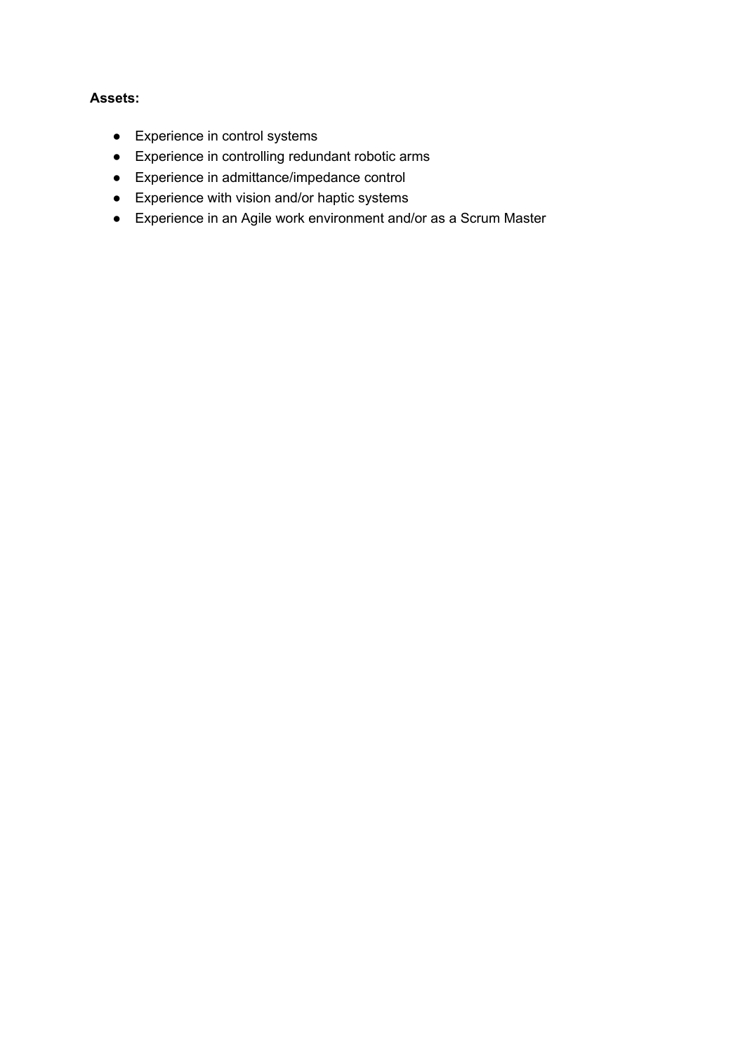**Assets:**

- Experience in control systems
- Experience in controlling redundant robotic arms
- Experience in admittance/impedance control
- Experience with vision and/or haptic systems
- Experience in an Agile work environment and/or as a Scrum Master